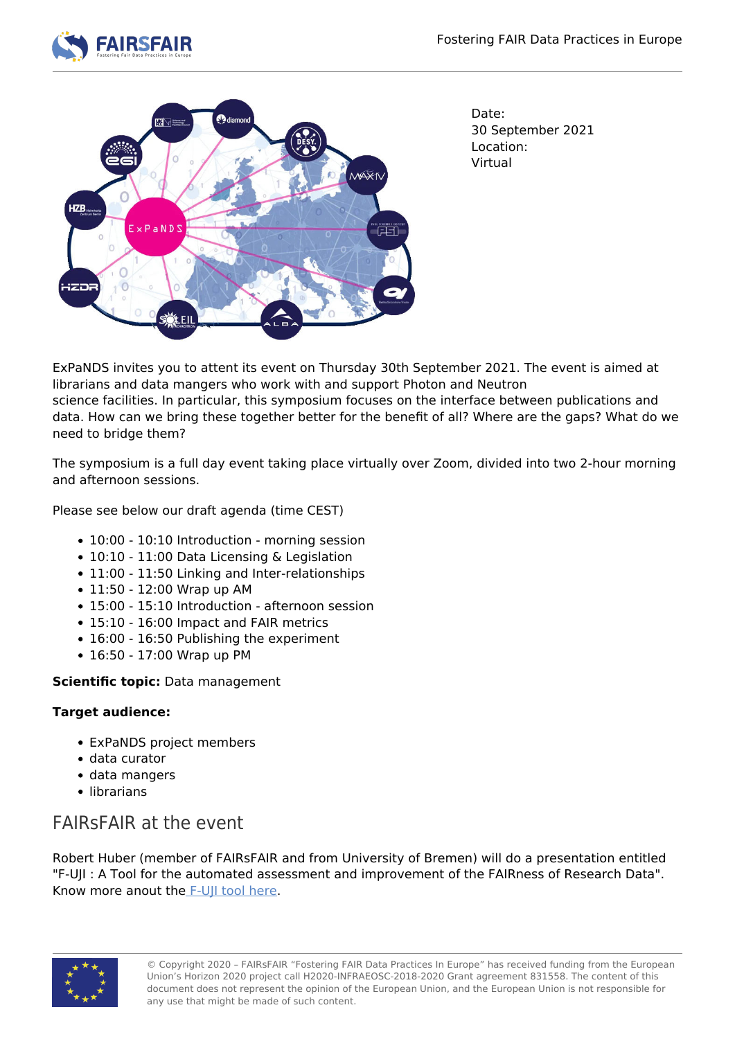Date:
30 September 2021
Location:
Virtual

ExPaNDS invites you to attent its event on Thursday 30th September 2021. The event is aimed at librarians and data mangers who work with and support Photon and Neutron science facilities. In particular, this symposium focuses on the interface between publications and data. How can we bring these together better for the benefit of all? Where are the gaps? What do we need to bridge them?

The symposium is a full day event taking place virtually over Zoom, divided into two 2-hour morning and afternoon sessions.

Please see below our draft agenda (time CEST)

- 10:00 - 10:10 Introduction - morning session
- 10:10 - 11:00 Data Licensing & Legislation
- 11:00 - 11:50 Linking and Inter-relationships
- 11:50 - 12:00 Wrap up AM
- 15:00 - 15:10 Introduction - afternoon session
- 15:10 - 16:00 Impact and FAIR metrics
- 16:00 - 16:50 Publishing the experiment
- 16:50 - 17:00 Wrap up PM

**Scientific topic:** Data management

**Target audience:**

- ExPaNDS project members
- data curator
- data mangers
- librarians

## FAIRsFAIR at the event

Robert Huber (member of FAIRsFAIR and from University of Bremen) will do a presentation entitled "F-UJI : A Tool for the automated assessment and improvement of the FAIRness of Research Data". Know more anout the F-UJI tool here.

© Copyright 2020 – FAIRsFAIR "Fostering FAIR Data Practices In Europe" has received funding from the European Union's Horizon 2020 project call H2020-INFRAEOSC-2018-2020 Grant agreement 831558. The content of this document does not represent the opinion of the European Union, and the European Union is not responsible for any use that might be made of such content.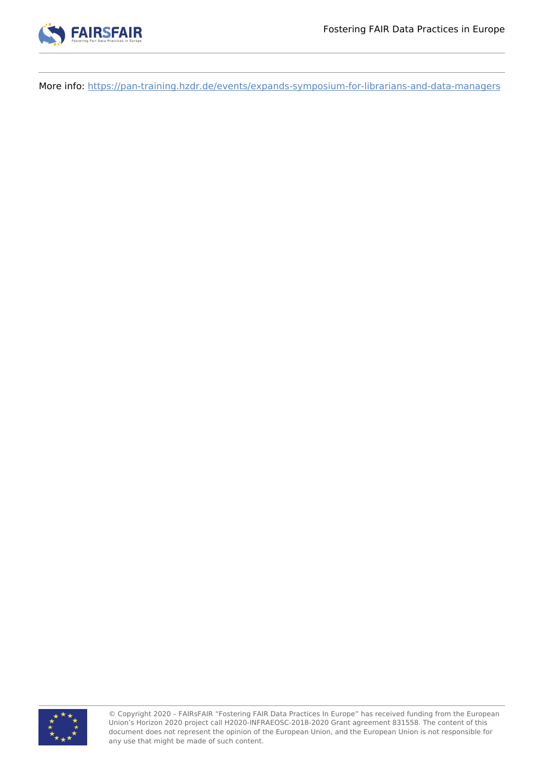More info: [https://pan-training.hzdr.de/events/expands-symposium-for-librarians-and-data-managers](https://pan-training.hzdr.de/events/expands-symposium-for-librarians-and-data-managers)